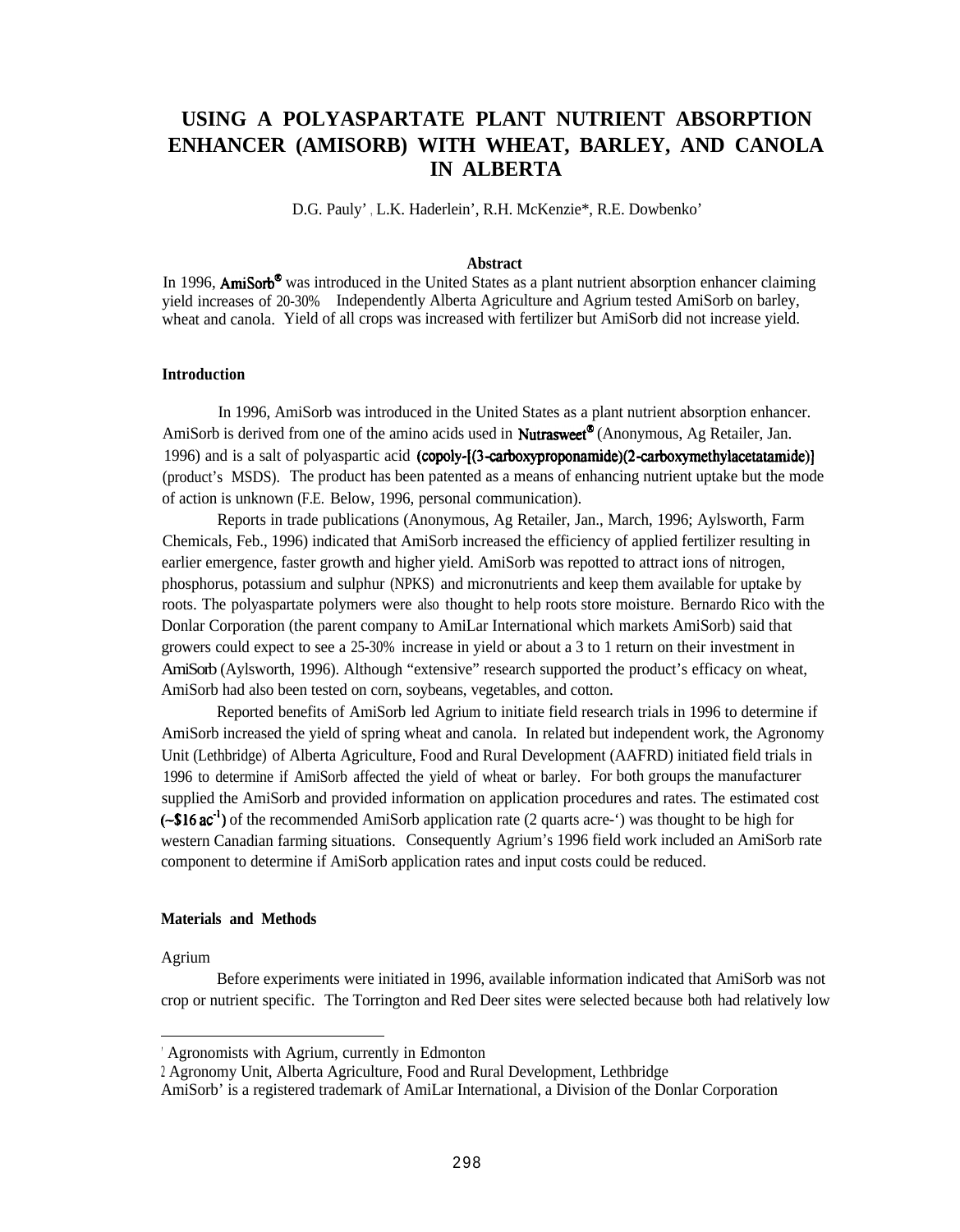# USING A POLYASPARTATE PLANT NUTRIENT ABSORPTION ENHANCER (AMISORB) WITH WHEAT, BARLEY, AND CANOLA IN ALBERTA

D.G. Pauly[1], L.K. Haderlein[1], R.H. McKenzie[2], R.E. Dowbenko[1]

### Abstract

In 1996, **AmiSorb®** was introduced in the United States as a plant nutrient absorption enhancer claiming yield increases of 20-30% Independently Alberta Agriculture and Agrium tested AmiSorb on barley, wheat and canola. Yield of all crops was increased with fertilizer but AmiSorb did not increase yield.

### Introduction

In 1996, AmiSorb was introduced in the United States as a plant nutrient absorption enhancer. AmiSorb is derived from one of the amino acids used in **Nutrasweet®** (Anonymous, Ag Retailer, Jan. 1996) and is a salt of polyaspartic acid **(copoly-[(3-carboxyproponamide)(2-carboxymethylacetatamide)]** (product's MSDS). The product has been patented as a means of enhancing nutrient uptake but the mode of action is unknown (F.E. Below, 1996, personal communication).

Reports in trade publications (Anonymous, Ag Retailer, Jan., March, 1996; Aylsworth, Farm Chemicals, Feb., 1996) indicated that AmiSorb increased the efficiency of applied fertilizer resulting in earlier emergence, faster growth and higher yield. AmiSorb was repotted to attract ions of nitrogen, phosphorus, potassium and sulphur (NPKS) and micronutrients and keep them available for uptake by roots. The polyaspartate polymers were also thought to help roots store moisture. Bernardo Rico with the Donlar Corporation (the parent company to AmiLar International which markets AmiSorb) said that growers could expect to see a 25-30% increase in yield or about a 3 to 1 return on their investment in AmiSorb (Aylsworth, 1996). Although "extensive" research supported the product's efficacy on wheat, AmiSorb had also been tested on corn, soybeans, vegetables, and cotton.

Reported benefits of AmiSorb led Agrium to initiate field research trials in 1996 to determine if AmiSorb increased the yield of spring wheat and canola. In related but independent work, the Agronomy Unit (Lethbridge) of Alberta Agriculture, Food and Rural Development (AAFRD) initiated field trials in 1996 to determine if AmiSorb affected the yield of wheat or barley. For both groups the manufacturer supplied the AmiSorb and provided information on application procedures and rates. The estimated cost **(~$16 $ac^{-1}$)** of the recommended AmiSorb application rate (2 quarts acre-') was thought to be high for western Canadian farming situations. Consequently Agrium's 1996 field work included an AmiSorb rate component to determine if AmiSorb application rates and input costs could be reduced.

### Materials and Methods

Agrium

Before experiments were initiated in 1996, available information indicated that AmiSorb was not crop or nutrient specific. The Torrington and Red Deer sites were selected because both had relatively low

[1] Agronomists with Agrium, currently in Edmonton

[2] Agronomy Unit, Alberta Agriculture, Food and Rural Development, Lethbridge

AmiSorb' is a registered trademark of AmiLar International, a Division of the Donlar Corporation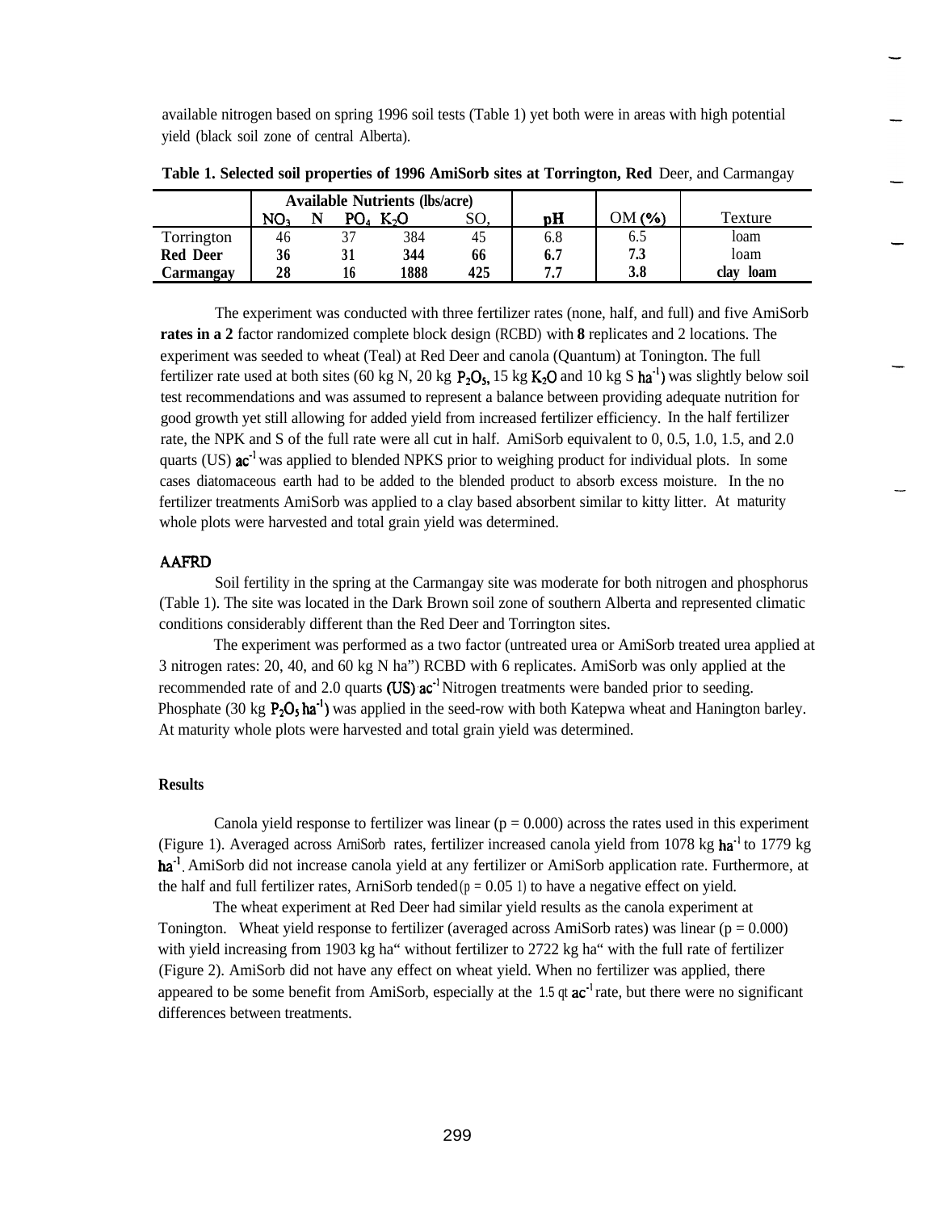available nitrogen based on spring 1996 soil tests (Table 1) yet both were in areas with high potential yield (black soil zone of central Alberta).

**Table 1. Selected soil properties of 1996 AmiSorb sites at Torrington, Red** Deer, and Carmangay

| | Available Nutrients (lbs/acre) | | | | | | |
|---|---|---|---|---|---|---|---|
| | $NO_3$ N | $PO_4$ | $K_2O$ | $SO_4$ | pH | OM (%) | Texture |
| Torrington | 46 | 37 | 384 | 45 | 6.8 | 6.5 | loam |
| **Red Deer** | **36** | **31** | **344** | **66** | **6.7** | **7.3** | loam |
| **Carmangay** | **28** | **16** | **1888** | **425** | **7.7** | **3.8** | **clay loam** |

The experiment was conducted with three fertilizer rates (none, half, and full) and five AmiSorb **rates in a 2** factor randomized complete block design (RCBD) with **8** replicates and 2 locations. The experiment was seeded to wheat (Teal) at Red Deer and canola (Quantum) at Tonington. The full fertilizer rate used at both sites (60 kg N, 20 kg $P_2O_5$, 15 kg $K_2O$ and 10 kg S $ha^{-1}$) was slightly below soil test recommendations and was assumed to represent a balance between providing adequate nutrition for good growth yet still allowing for added yield from increased fertilizer efficiency. In the half fertilizer rate, the NPK and S of the full rate were all cut in half. AmiSorb equivalent to 0, 0.5, 1.0, 1.5, and 2.0 quarts (US) $ac^{-1}$ was applied to blended NPKS prior to weighing product for individual plots. In some cases diatomaceous earth had to be added to the blended product to absorb excess moisture. In the no fertilizer treatments AmiSorb was applied to a clay based absorbent similar to kitty litter. At maturity whole plots were harvested and total grain yield was determined.

**AAFRD**

Soil fertility in the spring at the Carmangay site was moderate for both nitrogen and phosphorus (Table 1). The site was located in the Dark Brown soil zone of southern Alberta and represented climatic conditions considerably different than the Red Deer and Torrington sites.

The experiment was performed as a two factor (untreated urea or AmiSorb treated urea applied at 3 nitrogen rates: 20, 40, and 60 kg N ha") RCBD with 6 replicates. AmiSorb was only applied at the recommended rate of and 2.0 quarts (US) $ac^{-1}$ Nitrogen treatments were banded prior to seeding. Phosphate (30 kg $P_2O_5$ $ha^{-1}$) was applied in the seed-row with both Katepwa wheat and Hanington barley. At maturity whole plots were harvested and total grain yield was determined.

**Results**

Canola yield response to fertilizer was linear ($p = 0.000$) across the rates used in this experiment (Figure 1). Averaged across AmiSorb rates, fertilizer increased canola yield from 1078 kg $ha^{-1}$ to 1779 kg $ha^{-1}$. AmiSorb did not increase canola yield at any fertilizer or AmiSorb application rate. Furthermore, at the half and full fertilizer rates, ArniSorb tended ($p = 0.05$ 1) to have a negative effect on yield.

The wheat experiment at Red Deer had similar yield results as the canola experiment at Tonington. Wheat yield response to fertilizer (averaged across AmiSorb rates) was linear ($p = 0.000$) with yield increasing from 1903 kg ha" without fertilizer to 2722 kg ha" with the full rate of fertilizer (Figure 2). AmiSorb did not have any effect on wheat yield. When no fertilizer was applied, there appeared to be some benefit from AmiSorb, especially at the 1.5 qt $ac^{-1}$ rate, but there were no significant differences between treatments.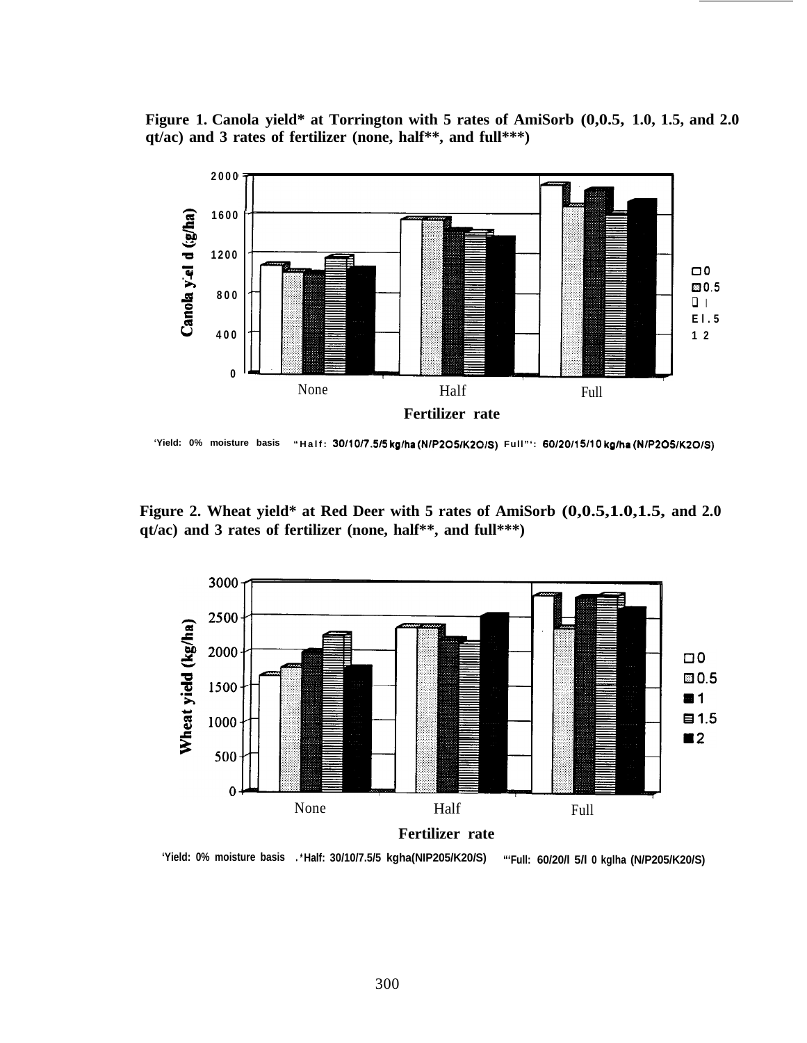**Figure 1. Canola yield* at Torrington with 5 rates of AmiSorb (0,0.5, 1.0, 1.5, and 2.0 qt/ac) and 3 rates of fertilizer (none, half**, and full***)**

*Yield: 0% moisture basis **Half: 30/10/7.5/5 kg/ha (N/P2O5/K2O/S) ***Full: 60/20/15/10 kg/ha (N/P2O5/K2O/S)

**Figure 2. Wheat yield* at Red Deer with 5 rates of AmiSorb (0,0.5,1.0,1.5, and 2.0 qt/ac) and 3 rates of fertilizer (none, half**, and full***)**

*Yield: 0% moisture basis **Half: 30/10/7.5/5 kg/ha (N/P2O5/K2O/S) ***Full: 60/20/15/10 kg/ha (N/P2O5/K2O/S)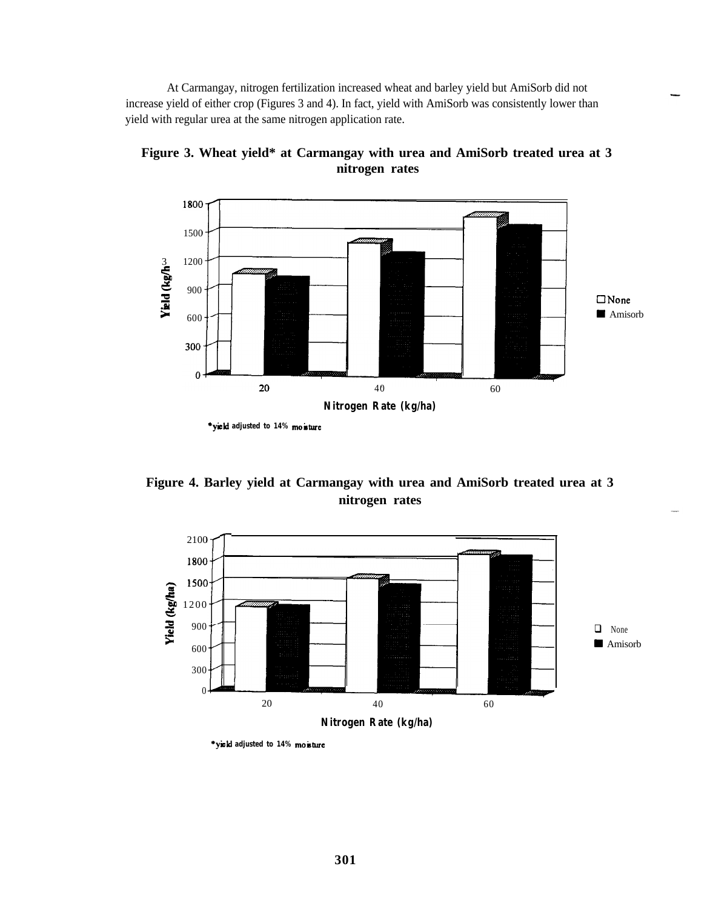At Carmangay, nitrogen fertilization increased wheat and barley yield but AmiSorb did not increase yield of either crop (Figures 3 and 4). In fact, yield with AmiSorb was consistently lower than yield with regular urea at the same nitrogen application rate.

**Figure 3. Wheat yield* at Carmangay with urea and AmiSorb treated urea at 3 nitrogen rates**

*yield adjusted to 14% moisture

**Figure 4. Barley yield at Carmangay with urea and AmiSorb treated urea at 3 nitrogen rates**

*yield adjusted to 14% moisture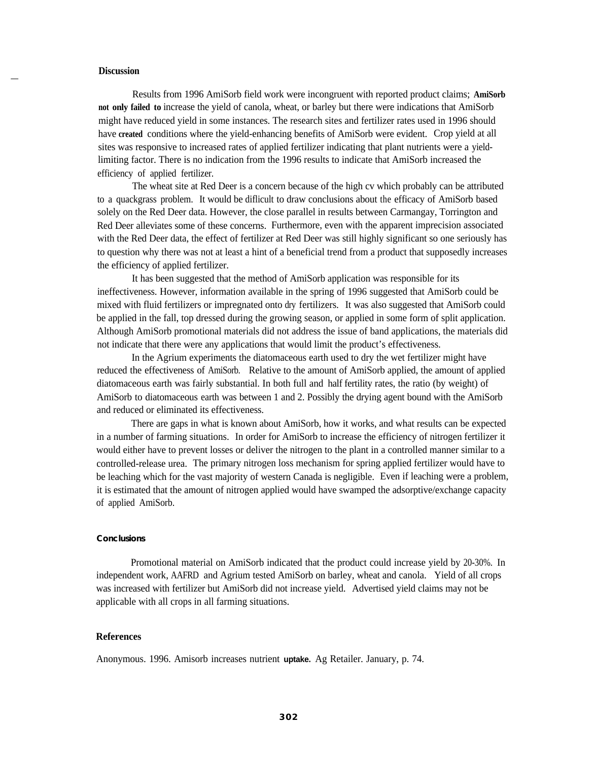## Discussion

Results from 1996 AmiSorb field work were incongruent with reported product claims; **AmiSorb not only failed to** increase the yield of canola, wheat, or barley but there were indications that AmiSorb might have reduced yield in some instances. The research sites and fertilizer rates used in 1996 should have **created** conditions where the yield-enhancing benefits of AmiSorb were evident. Crop yield at all sites was responsive to increased rates of applied fertilizer indicating that plant nutrients were a yield-limiting factor. There is no indication from the 1996 results to indicate that AmiSorb increased the efficiency of applied fertilizer.

The wheat site at Red Deer is a concern because of the high cv which probably can be attributed to a quackgrass problem. It would be diflicult to draw conclusions about the efficacy of AmiSorb based solely on the Red Deer data. However, the close parallel in results between Carmangay, Torrington and Red Deer alleviates some of these concerns. Furthermore, even with the apparent imprecision associated with the Red Deer data, the effect of fertilizer at Red Deer was still highly significant so one seriously has to question why there was not at least a hint of a beneficial trend from a product that supposedly increases the efficiency of applied fertilizer.

It has been suggested that the method of AmiSorb application was responsible for its ineffectiveness. However, information available in the spring of 1996 suggested that AmiSorb could be mixed with fluid fertilizers or impregnated onto dry fertilizers. It was also suggested that AmiSorb could be applied in the fall, top dressed during the growing season, or applied in some form of split application. Although AmiSorb promotional materials did not address the issue of band applications, the materials did not indicate that there were any applications that would limit the product's effectiveness.

In the Agrium experiments the diatomaceous earth used to dry the wet fertilizer might have reduced the effectiveness of AmiSorb. Relative to the amount of AmiSorb applied, the amount of applied diatomaceous earth was fairly substantial. In both full and half fertility rates, the ratio (by weight) of AmiSorb to diatomaceous earth was between 1 and 2. Possibly the drying agent bound with the AmiSorb and reduced or eliminated its effectiveness.

There are gaps in what is known about AmiSorb, how it works, and what results can be expected in a number of farming situations. In order for AmiSorb to increase the efficiency of nitrogen fertilizer it would either have to prevent losses or deliver the nitrogen to the plant in a controlled manner similar to a controlled-release urea. The primary nitrogen loss mechanism for spring applied fertilizer would have to be leaching which for the vast majority of western Canada is negligible. Even if leaching were a problem, it is estimated that the amount of nitrogen applied would have swamped the adsorptive/exchange capacity of applied AmiSorb.

## Conclusions

Promotional material on AmiSorb indicated that the product could increase yield by 20-30%. In independent work, AAFRD and Agrium tested AmiSorb on barley, wheat and canola. Yield of all crops was increased with fertilizer but AmiSorb did not increase yield. Advertised yield claims may not be applicable with all crops in all farming situations.

## References

Anonymous. 1996. Amisorb increases nutrient **uptake.** Ag Retailer. January, p. 74.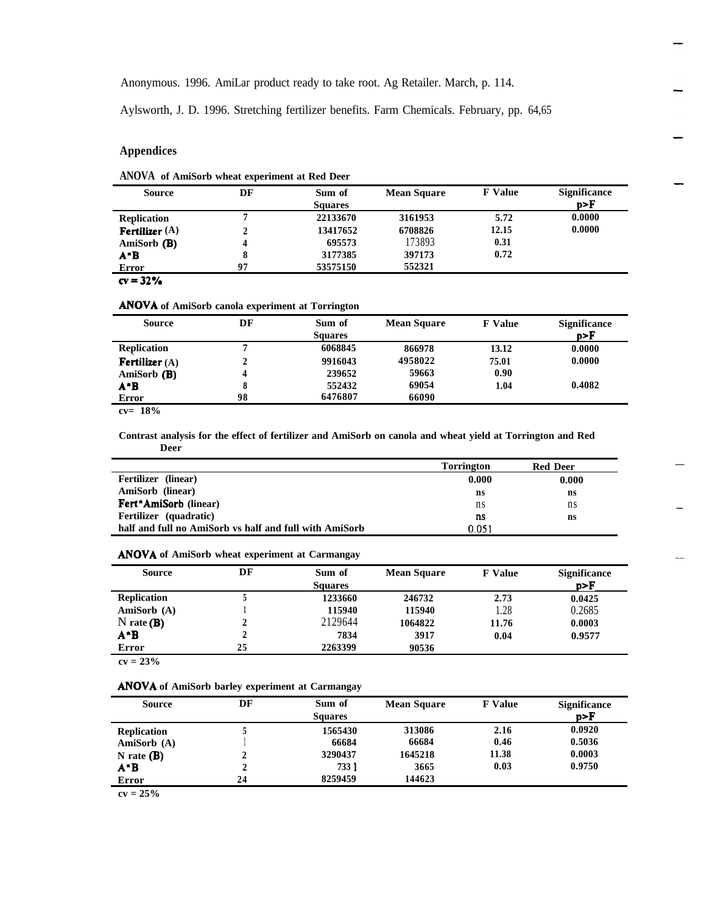Anonymous. 1996. AmiLar product ready to take root. Ag Retailer. March, p. 114.

Aylsworth, J. D. 1996. Stretching fertilizer benefits. Farm Chemicals. February, pp. 64,65

## Appendices

**ANOVA of AmiSorb wheat experiment at Red Deer**

| Source | DF | Sum of Squares | Mean Square | F Value | Significance p>F |
|---|---|---|---|---|---|
| Replication | 7 | 22133670 | 3161953 | 5.72 | 0.0000 |
| Fertilizer (A) | 2 | 13417652 | 6708826 | 12.15 | 0.0000 |
| AmiSorb (B) | 4 | 695573 | 173893 | 0.31 | |
| A*B | 8 | 3177385 | 397173 | 0.72 | |
| Error | 97 | 53575150 | 552321 | | |

cv = 32%

**ANOVA of AmiSorb canola experiment at Torrington**

| Source | DF | Sum of Squares | Mean Square | F Value | Significance p>F |
|---|---|---|---|---|---|
| Replication | 7 | 6068845 | 866978 | 13.12 | 0.0000 |
| Fertilizer (A) | 2 | 9916043 | 4958022 | 75.01 | 0.0000 |
| AmiSorb (B) | 4 | 239652 | 59663 | 0.90 | |
| A*B | 8 | 552432 | 69054 | 1.04 | 0.4082 |
| Error | 98 | 6476807 | 66090 | | |

cv= 18%

**Contrast analysis for the effect of fertilizer and AmiSorb on canola and wheat yield at Torrington and Red Deer**

| | Torrington | Red Deer |
|---|---|---|
| Fertilizer (linear) | 0.000 | 0.000 |
| AmiSorb (linear) | ns | ns |
| Fert*AmiSorb (linear) | ns | ns |
| Fertilizer (quadratic) | ns | ns |
| half and full no AmiSorb vs half and full with AmiSorb | 0.051 | |

**ANOVA of AmiSorb wheat experiment at Carmangay**

| Source | DF | Sum of Squares | Mean Square | F Value | Significance p>F |
|---|---|---|---|---|---|
| Replication | 5 | 1233660 | 246732 | 2.73 | 0.0425 |
| AmiSorb (A) | 1 | 115940 | 115940 | 1.28 | 0.2685 |
| N rate (B) | 2 | 2129644 | 1064822 | 11.76 | 0.0003 |
| A*B | 2 | 7834 | 3917 | 0.04 | 0.9577 |
| Error | 25 | 2263399 | 90536 | | |

cv = 23%

**ANOVA of AmiSorb barley experiment at Carmangay**

| Source | DF | Sum of Squares | Mean Square | F Value | Significance p>F |
|---|---|---|---|---|---|
| Replication | 5 | 1565430 | 313086 | 2.16 | 0.0920 |
| AmiSorb (A) | 1 | 66684 | 66684 | 0.46 | 0.5036 |
| N rate (B) | 2 | 3290437 | 1645218 | 11.38 | 0.0003 |
| A*B | 2 | 7331 | 3665 | 0.03 | 0.9750 |
| Error | 24 | 8259459 | 144623 | | |

cv = 25%